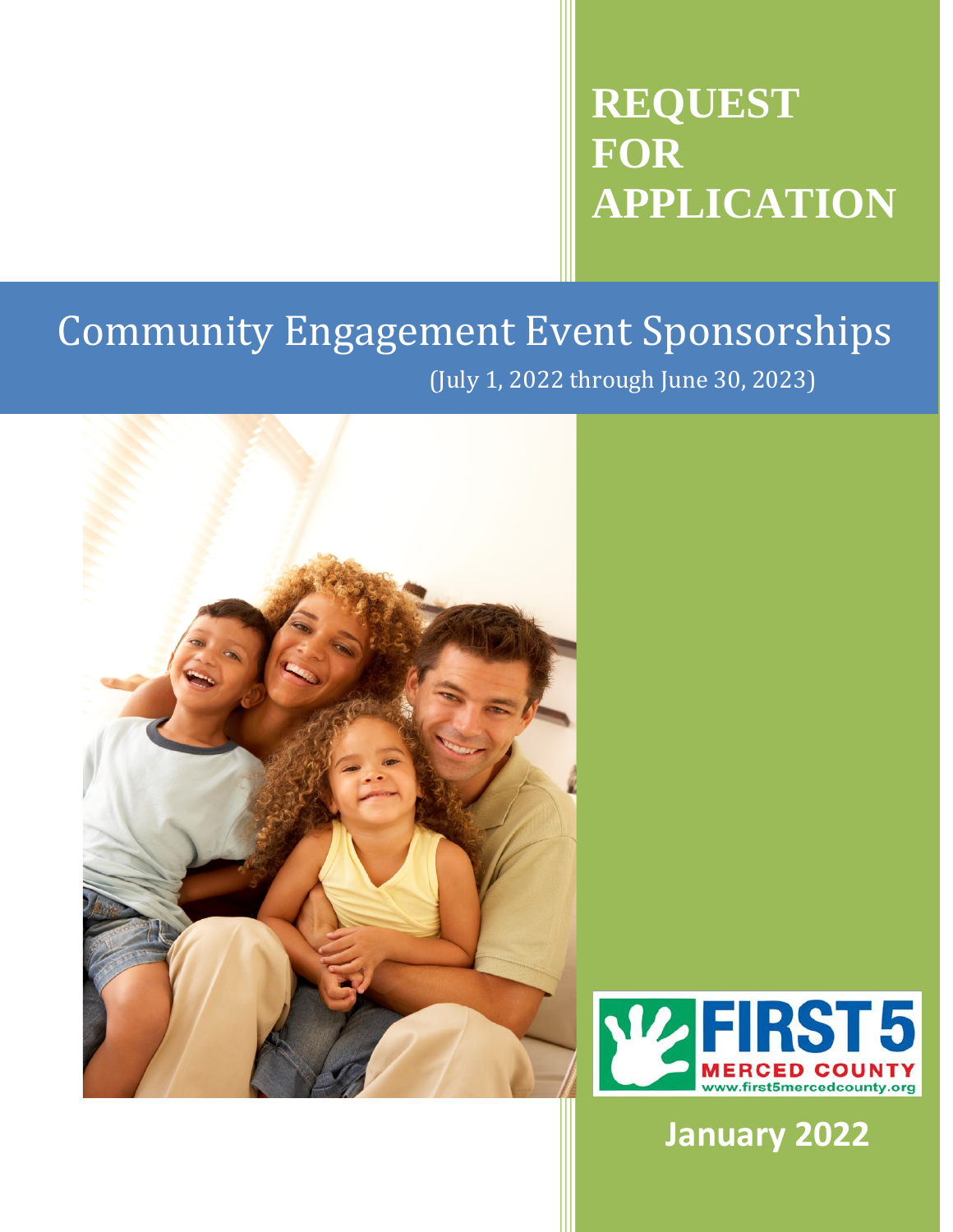# REQUEST FOR APPLICATION

## Community Engagement Event Sponsorships

(July 1, 2022 through June 30, 2023)

FIRST 5 MERCED COUNTY
www.first5mercedcounty.org

**January 2022**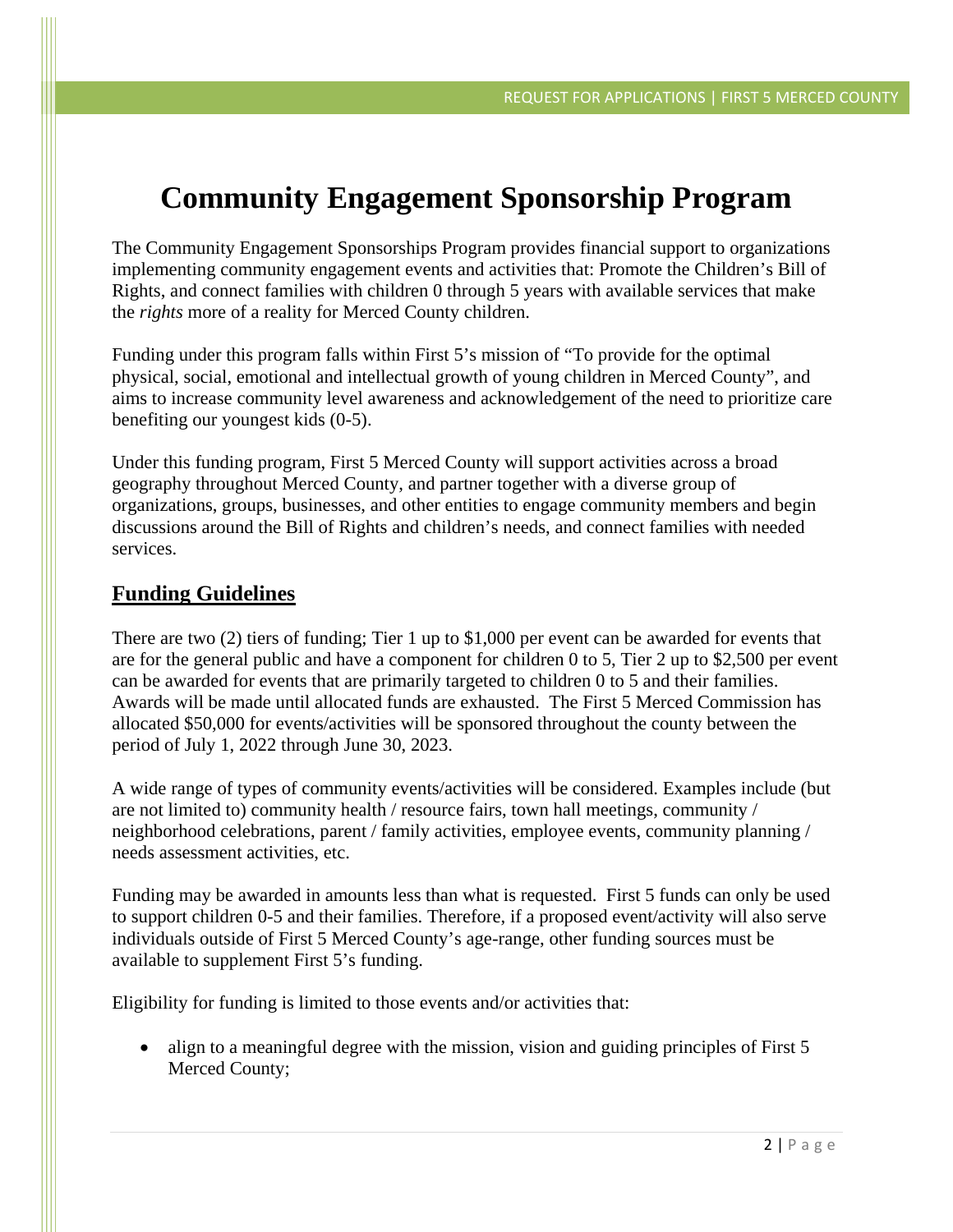# Community Engagement Sponsorship Program

The Community Engagement Sponsorships Program provides financial support to organizations implementing community engagement events and activities that: Promote the Children's Bill of Rights, and connect families with children 0 through 5 years with available services that make the *rights* more of a reality for Merced County children.

Funding under this program falls within First 5's mission of "To provide for the optimal physical, social, emotional and intellectual growth of young children in Merced County", and aims to increase community level awareness and acknowledgement of the need to prioritize care benefiting our youngest kids (0-5).

Under this funding program, First 5 Merced County will support activities across a broad geography throughout Merced County, and partner together with a diverse group of organizations, groups, businesses, and other entities to engage community members and begin discussions around the Bill of Rights and children's needs, and connect families with needed services.

## Funding Guidelines

There are two (2) tiers of funding; Tier 1 up to $1,000 per event can be awarded for events that are for the general public and have a component for children 0 to 5, Tier 2 up to $2,500 per event can be awarded for events that are primarily targeted to children 0 to 5 and their families. Awards will be made until allocated funds are exhausted. The First 5 Merced Commission has allocated $50,000 for events/activities will be sponsored throughout the county between the period of July 1, 2022 through June 30, 2023.

A wide range of types of community events/activities will be considered. Examples include (but are not limited to) community health / resource fairs, town hall meetings, community / neighborhood celebrations, parent / family activities, employee events, community planning / needs assessment activities, etc.

Funding may be awarded in amounts less than what is requested. First 5 funds can only be used to support children 0-5 and their families. Therefore, if a proposed event/activity will also serve individuals outside of First 5 Merced County's age-range, other funding sources must be available to supplement First 5's funding.

Eligibility for funding is limited to those events and/or activities that:

- align to a meaningful degree with the mission, vision and guiding principles of First 5 Merced County;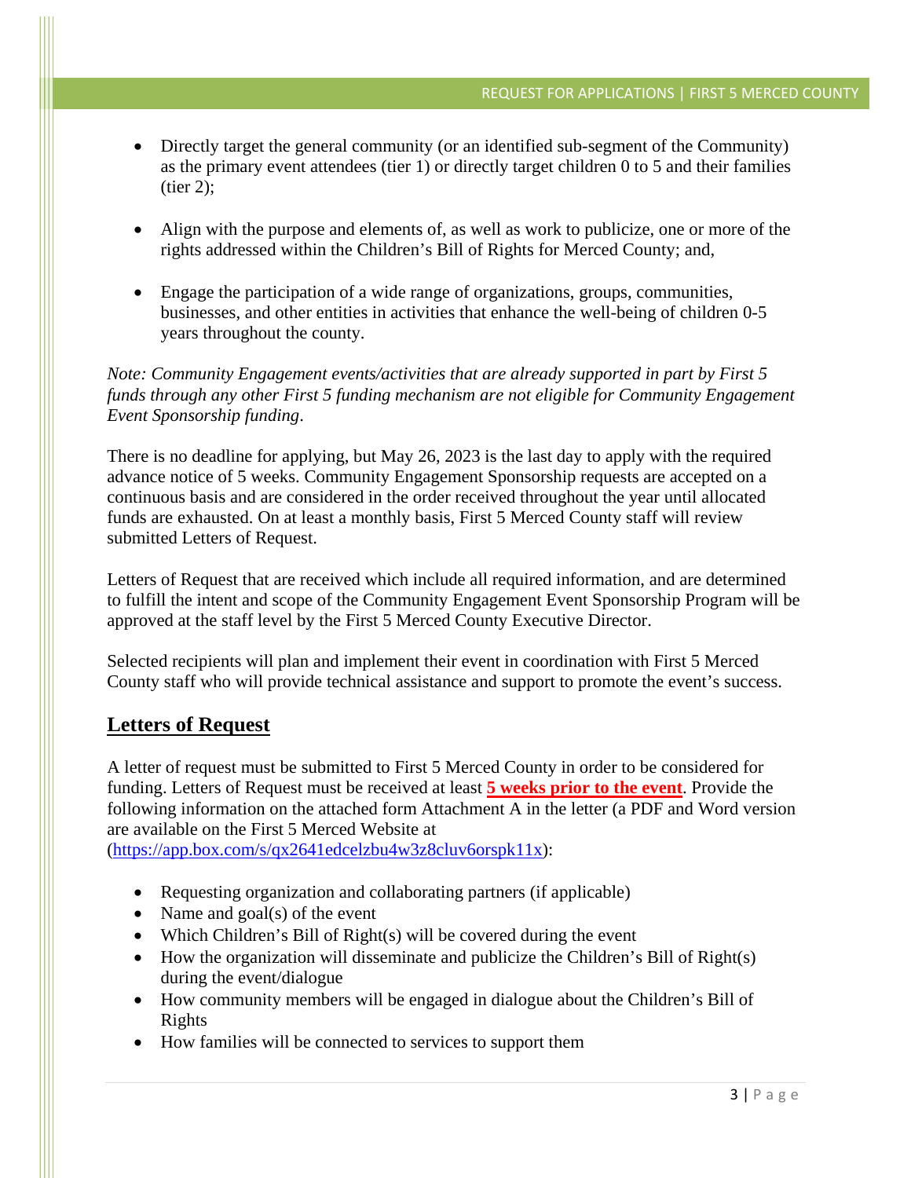- Directly target the general community (or an identified sub-segment of the Community) as the primary event attendees (tier 1) or directly target children 0 to 5 and their families (tier 2);

- Align with the purpose and elements of, as well as work to publicize, one or more of the rights addressed within the Children's Bill of Rights for Merced County; and,

- Engage the participation of a wide range of organizations, groups, communities, businesses, and other entities in activities that enhance the well-being of children 0-5 years throughout the county.

*Note: Community Engagement events/activities that are already supported in part by First 5 funds through any other First 5 funding mechanism are not eligible for Community Engagement Event Sponsorship funding*.

There is no deadline for applying, but May 26, 2023 is the last day to apply with the required advance notice of 5 weeks. Community Engagement Sponsorship requests are accepted on a continuous basis and are considered in the order received throughout the year until allocated funds are exhausted. On at least a monthly basis, First 5 Merced County staff will review submitted Letters of Request.

Letters of Request that are received which include all required information, and are determined to fulfill the intent and scope of the Community Engagement Event Sponsorship Program will be approved at the staff level by the First 5 Merced County Executive Director.

Selected recipients will plan and implement their event in coordination with First 5 Merced County staff who will provide technical assistance and support to promote the event's success.

## Letters of Request

A letter of request must be submitted to First 5 Merced County in order to be considered for funding. Letters of Request must be received at least **5 weeks prior to the event**. Provide the following information on the attached form Attachment A in the letter (a PDF and Word version are available on the First 5 Merced Website at (https://app.box.com/s/qx2641edcelzbu4w3z8cluv6orspk11x):

- Requesting organization and collaborating partners (if applicable)
- Name and goal(s) of the event
- Which Children's Bill of Right(s) will be covered during the event
- How the organization will disseminate and publicize the Children's Bill of Right(s) during the event/dialogue
- How community members will be engaged in dialogue about the Children's Bill of Rights
- How families will be connected to services to support them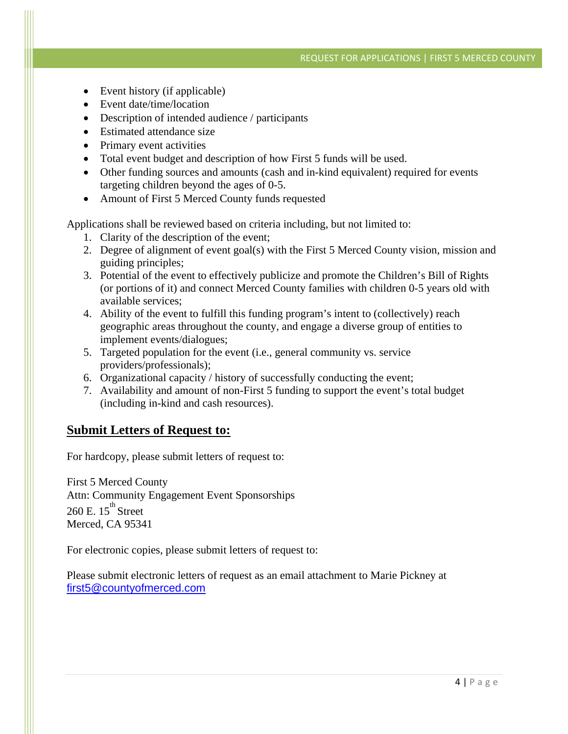- Event history (if applicable)
- Event date/time/location
- Description of intended audience / participants
- Estimated attendance size
- Primary event activities
- Total event budget and description of how First 5 funds will be used.
- Other funding sources and amounts (cash and in-kind equivalent) required for events targeting children beyond the ages of 0-5.
- Amount of First 5 Merced County funds requested

Applications shall be reviewed based on criteria including, but not limited to:

1. Clarity of the description of the event;
2. Degree of alignment of event goal(s) with the First 5 Merced County vision, mission and guiding principles;
3. Potential of the event to effectively publicize and promote the Children's Bill of Rights (or portions of it) and connect Merced County families with children 0-5 years old with available services;
4. Ability of the event to fulfill this funding program's intent to (collectively) reach geographic areas throughout the county, and engage a diverse group of entities to implement events/dialogues;
5. Targeted population for the event (i.e., general community vs. service providers/professionals);
6. Organizational capacity / history of successfully conducting the event;
7. Availability and amount of non-First 5 funding to support the event's total budget (including in-kind and cash resources).

## Submit Letters of Request to:

For hardcopy, please submit letters of request to:

First 5 Merced County
Attn: Community Engagement Event Sponsorships
260 E. 15th Street
Merced, CA 95341

For electronic copies, please submit letters of request to:

Please submit electronic letters of request as an email attachment to Marie Pickney at first5@countyofmerced.com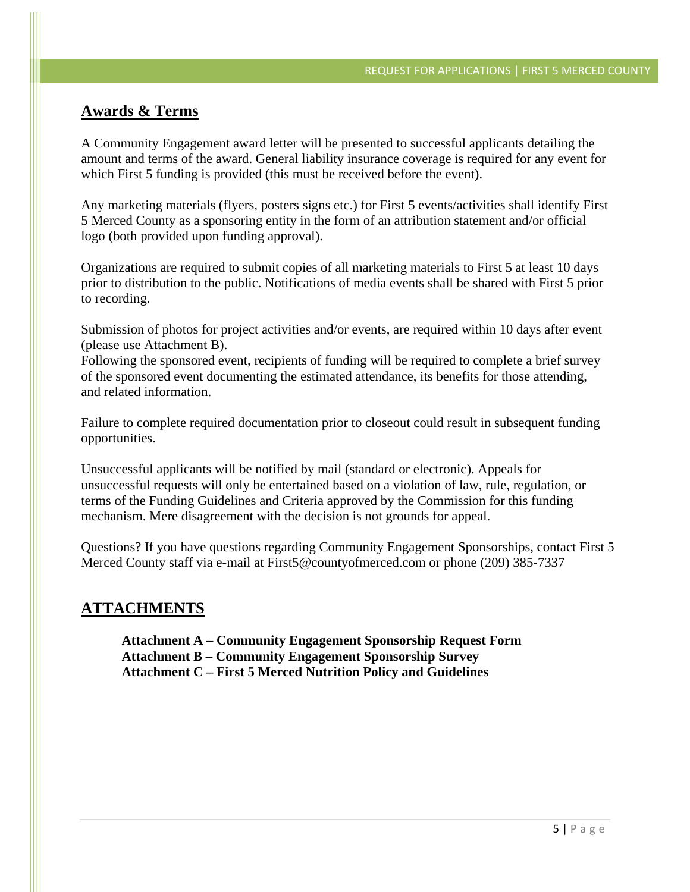## Awards & Terms

A Community Engagement award letter will be presented to successful applicants detailing the amount and terms of the award. General liability insurance coverage is required for any event for which First 5 funding is provided (this must be received before the event).

Any marketing materials (flyers, posters signs etc.) for First 5 events/activities shall identify First 5 Merced County as a sponsoring entity in the form of an attribution statement and/or official logo (both provided upon funding approval).

Organizations are required to submit copies of all marketing materials to First 5 at least 10 days prior to distribution to the public. Notifications of media events shall be shared with First 5 prior to recording.

Submission of photos for project activities and/or events, are required within 10 days after event (please use Attachment B).
Following the sponsored event, recipients of funding will be required to complete a brief survey of the sponsored event documenting the estimated attendance, its benefits for those attending, and related information.

Failure to complete required documentation prior to closeout could result in subsequent funding opportunities.

Unsuccessful applicants will be notified by mail (standard or electronic). Appeals for unsuccessful requests will only be entertained based on a violation of law, rule, regulation, or terms of the Funding Guidelines and Criteria approved by the Commission for this funding mechanism. Mere disagreement with the decision is not grounds for appeal.

Questions? If you have questions regarding Community Engagement Sponsorships, contact First 5 Merced County staff via e-mail at First5@countyofmerced.com or phone (209) 385-7337

## ATTACHMENTS

**Attachment A – Community Engagement Sponsorship Request Form**
**Attachment B – Community Engagement Sponsorship Survey**
**Attachment C – First 5 Merced Nutrition Policy and Guidelines**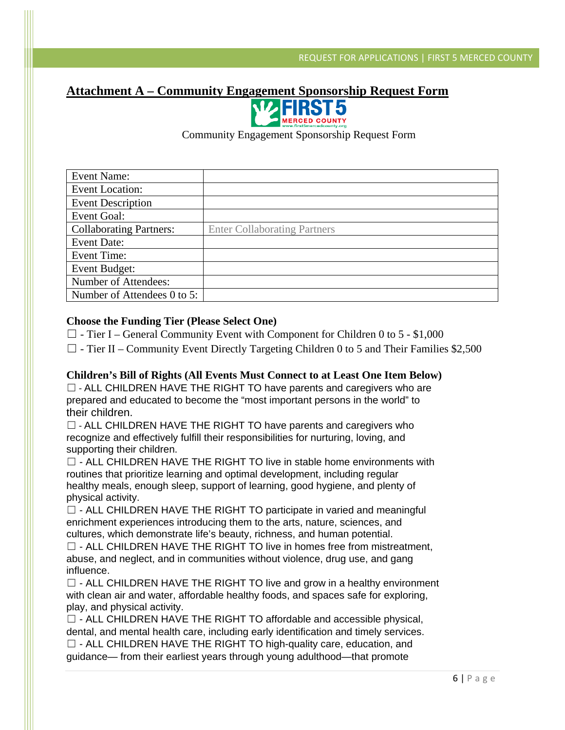## Attachment A – Community Engagement Sponsorship Request Form

FIRST 5 MERCED COUNTY
www.first5mercedcounty.org

Community Engagement Sponsorship Request Form

| Event Name: | |
|---|---|
| Event Location: | |
| Event Description | |
| Event Goal: | |
| Collaborating Partners: | Enter Collaborating Partners |
| Event Date: | |
| Event Time: | |
| Event Budget: | |
| Number of Attendees: | |
| Number of Attendees 0 to 5: | |

**Choose the Funding Tier (Please Select One)**

☐ - Tier I – General Community Event with Component for Children 0 to 5 - $1,000

☐ - Tier II – Community Event Directly Targeting Children 0 to 5 and Their Families $2,500

**Children's Bill of Rights (All Events Must Connect to at Least One Item Below)**

☐ - ALL CHILDREN HAVE THE RIGHT TO have parents and caregivers who are prepared and educated to become the "most important persons in the world" to their children.

☐ - ALL CHILDREN HAVE THE RIGHT TO have parents and caregivers who recognize and effectively fulfill their responsibilities for nurturing, loving, and supporting their children.

☐ - ALL CHILDREN HAVE THE RIGHT TO live in stable home environments with routines that prioritize learning and optimal development, including regular healthy meals, enough sleep, support of learning, good hygiene, and plenty of physical activity.

☐ - ALL CHILDREN HAVE THE RIGHT TO participate in varied and meaningful enrichment experiences introducing them to the arts, nature, sciences, and cultures, which demonstrate life's beauty, richness, and human potential.

☐ - ALL CHILDREN HAVE THE RIGHT TO live in homes free from mistreatment, abuse, and neglect, and in communities without violence, drug use, and gang influence.

☐ - ALL CHILDREN HAVE THE RIGHT TO live and grow in a healthy environment with clean air and water, affordable healthy foods, and spaces safe for exploring, play, and physical activity.

☐ - ALL CHILDREN HAVE THE RIGHT TO affordable and accessible physical, dental, and mental health care, including early identification and timely services.

☐ - ALL CHILDREN HAVE THE RIGHT TO high-quality care, education, and guidance— from their earliest years through young adulthood—that promote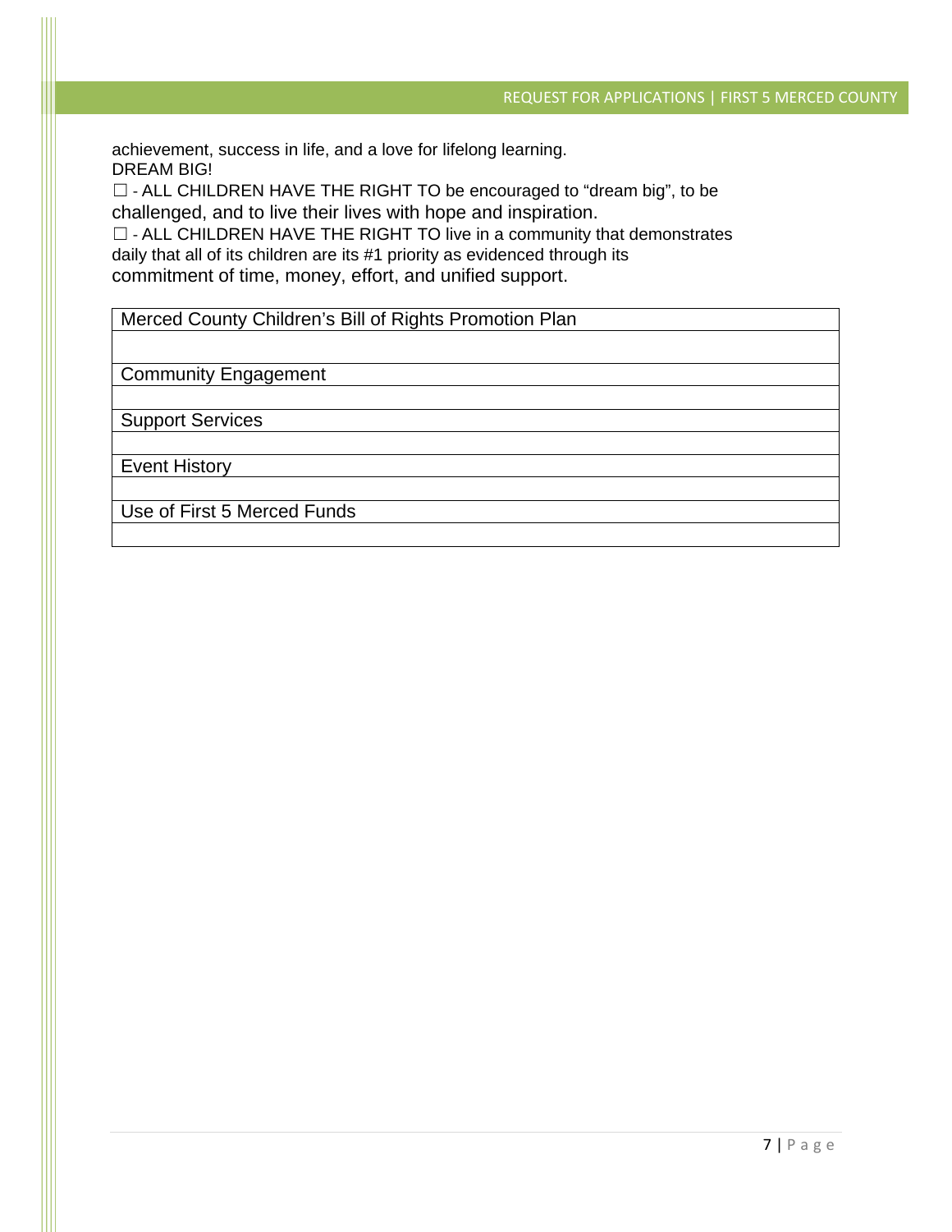achievement, success in life, and a love for lifelong learning.

DREAM BIG!

☐ - ALL CHILDREN HAVE THE RIGHT TO be encouraged to "dream big", to be challenged, and to live their lives with hope and inspiration.

☐ - ALL CHILDREN HAVE THE RIGHT TO live in a community that demonstrates daily that all of its children are its #1 priority as evidenced through its commitment of time, money, effort, and unified support.

| Merced County Children's Bill of Rights Promotion Plan |
|---|
| |
| Community Engagement |
| |
| Support Services |
| |
| Event History |
| |
| Use of First 5 Merced Funds |
| |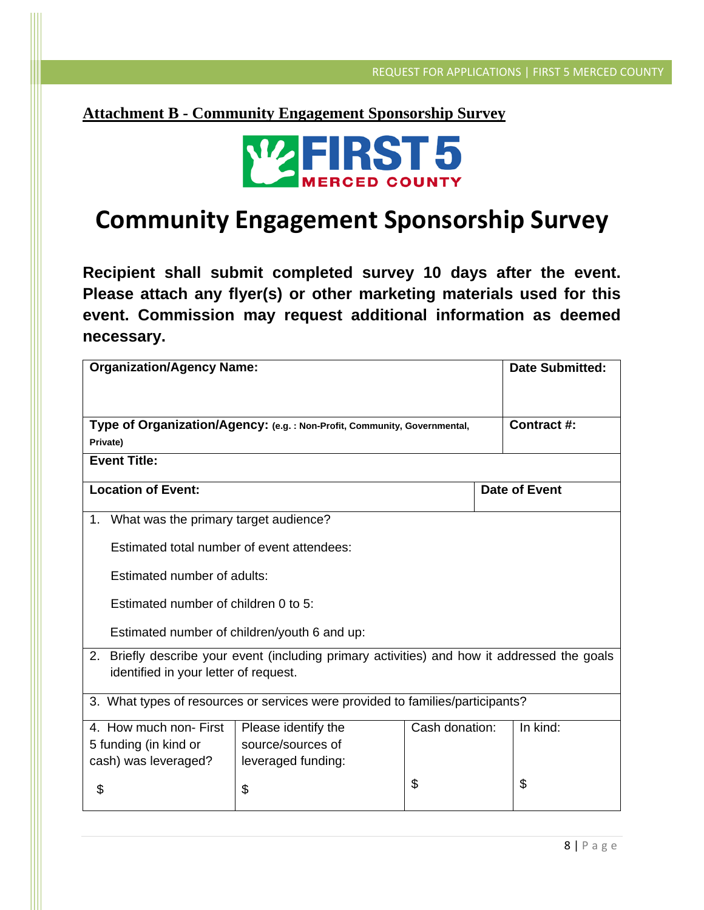**Attachment B - Community Engagement Sponsorship Survey**

FIRST 5 MERCED COUNTY

# Community Engagement Sponsorship Survey

**Recipient shall submit completed survey 10 days after the event. Please attach any flyer(s) or other marketing materials used for this event. Commission may request additional information as deemed necessary.**

| **Organization/Agency Name:** | | | **Date Submitted:** |
|---|---|---|---|
| **Type of Organization/Agency:** (e.g. : Non-Profit, Community, Governmental, Private) | | | **Contract #:** |
| **Event Title:** | | | |
| **Location of Event:** | | | **Date of Event** |
| 1. What was the primary target audience?<br><br>Estimated total number of event attendees:<br><br>Estimated number of adults:<br><br>Estimated number of children 0 to 5:<br><br>Estimated number of children/youth 6 and up: | | | |
| 2. Briefly describe your event (including primary activities) and how it addressed the goals identified in your letter of request. | | | |
| 3. What types of resources or services were provided to families/participants? | | | |
| 4. How much non- First 5 funding (in kind or cash) was leveraged?<br><br>$ | Please identify the source/sources of leveraged funding:<br><br>$ | Cash donation:<br><br>$ | In kind:<br><br>$ |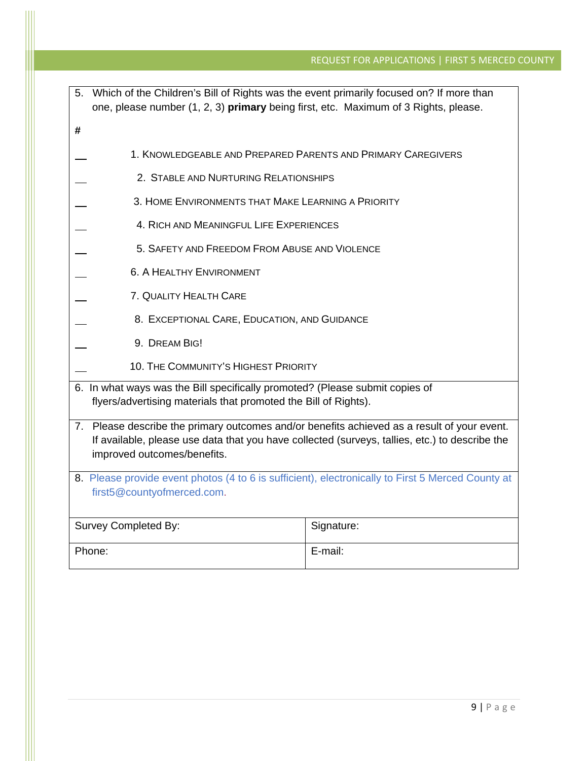5. Which of the Children's Bill of Rights was the event primarily focused on? If more than one, please number (1, 2, 3) **primary** being first, etc. Maximum of 3 Rights, please.

| # | |
|---|---|
| ___ | 1. Knowledgeable and Prepared Parents and Primary Caregivers |
| ___ | 2. Stable and Nurturing Relationships |
| ___ | 3. Home Environments that Make Learning a Priority |
| ___ | 4. Rich and Meaningful Life Experiences |
| ___ | 5. Safety and Freedom From Abuse and Violence |
| ___ | 6. A Healthy Environment |
| ___ | 7. Quality Health Care |
| ___ | 8. Exceptional Care, Education, and Guidance |
| ___ | 9. Dream Big! |
| ___ | 10. The Community's Highest Priority |

6. In what ways was the Bill specifically promoted? (Please submit copies of flyers/advertising materials that promoted the Bill of Rights).

7. Please describe the primary outcomes and/or benefits achieved as a result of your event. If available, please use data that you have collected (surveys, tallies, etc.) to describe the improved outcomes/benefits.

8. Please provide event photos (4 to 6 is sufficient), electronically to First 5 Merced County at first5@countyofmerced.com.

| Survey Completed By: | Signature: |
|---|---|
| Phone: | E-mail: |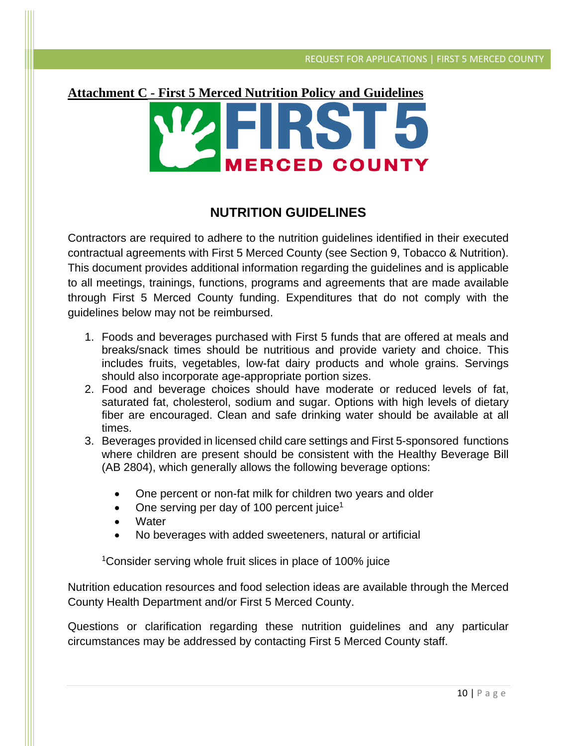**Attachment C - First 5 Merced Nutrition Policy and Guidelines**

## NUTRITION GUIDELINES

Contractors are required to adhere to the nutrition guidelines identified in their executed contractual agreements with First 5 Merced County (see Section 9, Tobacco & Nutrition). This document provides additional information regarding the guidelines and is applicable to all meetings, trainings, functions, programs and agreements that are made available through First 5 Merced County funding. Expenditures that do not comply with the guidelines below may not be reimbursed.

1. Foods and beverages purchased with First 5 funds that are offered at meals and breaks/snack times should be nutritious and provide variety and choice. This includes fruits, vegetables, low-fat dairy products and whole grains. Servings should also incorporate age-appropriate portion sizes.
2. Food and beverage choices should have moderate or reduced levels of fat, saturated fat, cholesterol, sodium and sugar. Options with high levels of dietary fiber are encouraged. Clean and safe drinking water should be available at all times.
3. Beverages provided in licensed child care settings and First 5-sponsored functions where children are present should be consistent with the Healthy Beverage Bill (AB 2804), which generally allows the following beverage options:

    - One percent or non-fat milk for children two years and older
    - One serving per day of 100 percent juice[1]
    - Water
    - No beverages with added sweeteners, natural or artificial

    [1]Consider serving whole fruit slices in place of 100% juice

Nutrition education resources and food selection ideas are available through the Merced County Health Department and/or First 5 Merced County.

Questions or clarification regarding these nutrition guidelines and any particular circumstances may be addressed by contacting First 5 Merced County staff.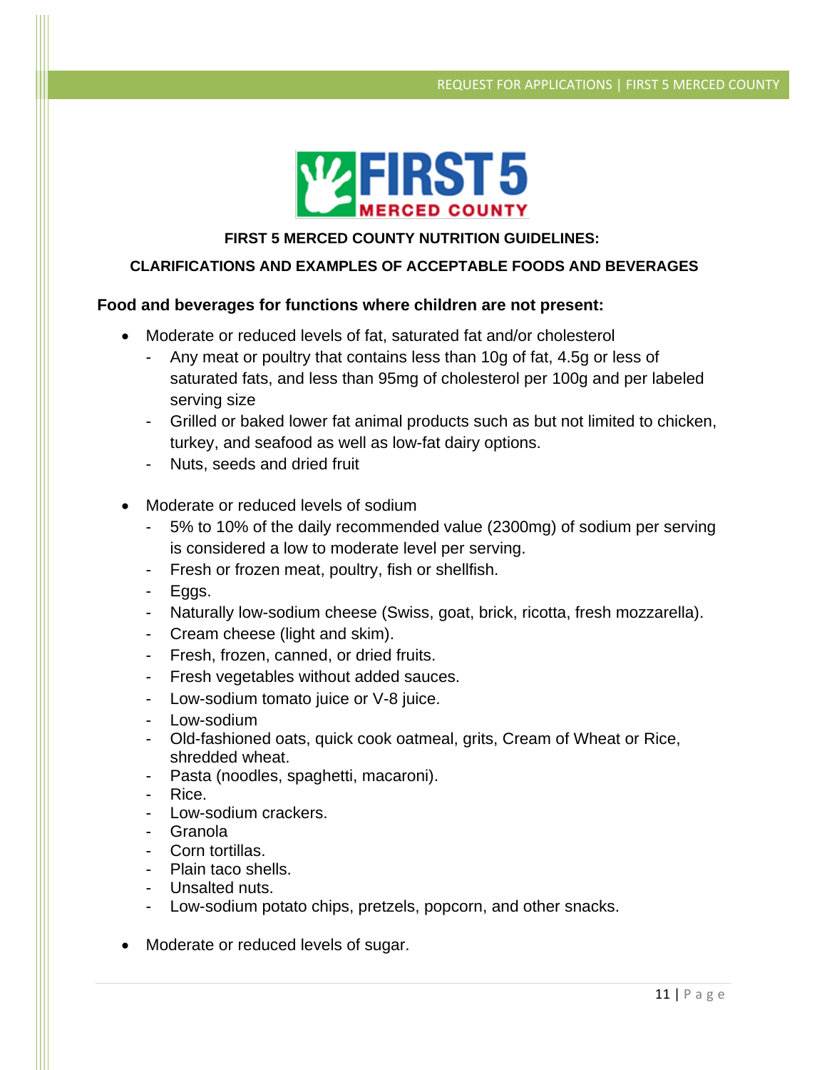**FIRST 5 MERCED COUNTY NUTRITION GUIDELINES:**

**CLARIFICATIONS AND EXAMPLES OF ACCEPTABLE FOODS AND BEVERAGES**

**Food and beverages for functions where children are not present:**

- Moderate or reduced levels of fat, saturated fat and/or cholesterol
  - Any meat or poultry that contains less than 10g of fat, 4.5g or less of saturated fats, and less than 95mg of cholesterol per 100g and per labeled serving size
  - Grilled or baked lower fat animal products such as but not limited to chicken, turkey, and seafood as well as low-fat dairy options.
  - Nuts, seeds and dried fruit

- Moderate or reduced levels of sodium
  - 5% to 10% of the daily recommended value (2300mg) of sodium per serving is considered a low to moderate level per serving.
  - Fresh or frozen meat, poultry, fish or shellfish.
  - Eggs.
  - Naturally low-sodium cheese (Swiss, goat, brick, ricotta, fresh mozzarella).
  - Cream cheese (light and skim).
  - Fresh, frozen, canned, or dried fruits.
  - Fresh vegetables without added sauces.
  - Low-sodium tomato juice or V-8 juice.
  - Low-sodium
  - Old-fashioned oats, quick cook oatmeal, grits, Cream of Wheat or Rice, shredded wheat.
  - Pasta (noodles, spaghetti, macaroni).
  - Rice.
  - Low-sodium crackers.
  - Granola
  - Corn tortillas.
  - Plain taco shells.
  - Unsalted nuts.
  - Low-sodium potato chips, pretzels, popcorn, and other snacks.

- Moderate or reduced levels of sugar.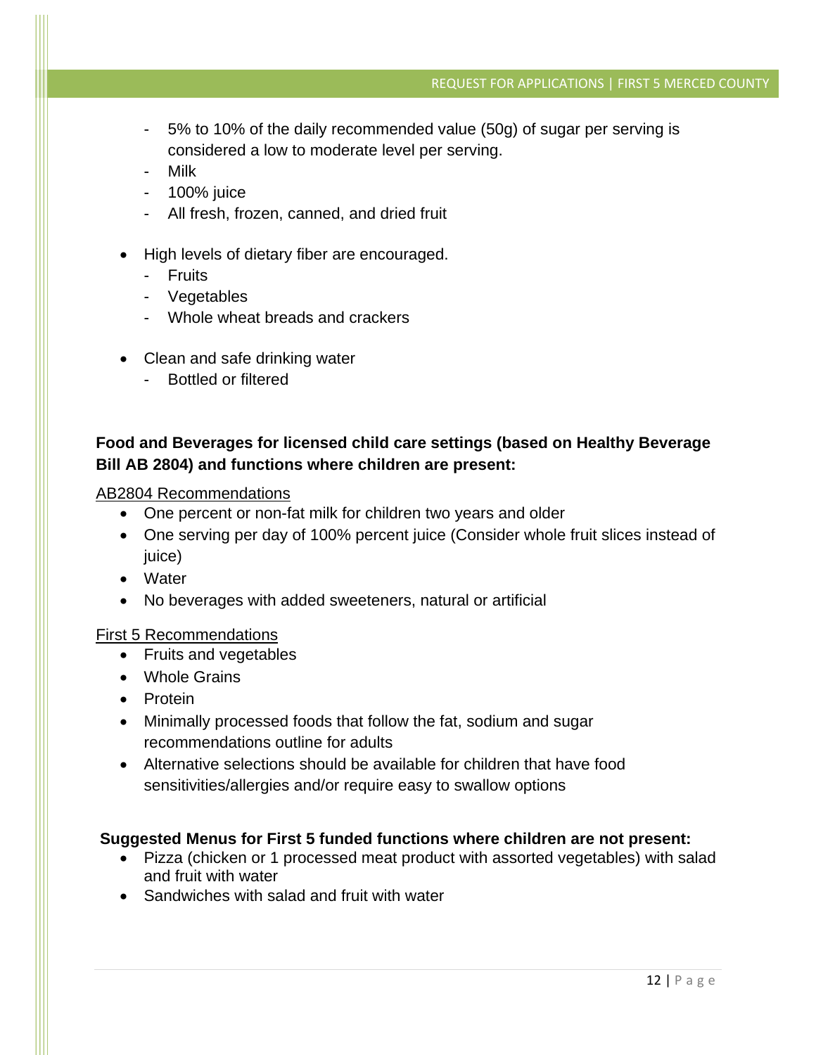- 5% to 10% of the daily recommended value (50g) of sugar per serving is considered a low to moderate level per serving.
  - Milk
  - 100% juice
  - All fresh, frozen, canned, and dried fruit

- High levels of dietary fiber are encouraged.
  - Fruits
  - Vegetables
  - Whole wheat breads and crackers

- Clean and safe drinking water
  - Bottled or filtered

**Food and Beverages for licensed child care settings (based on Healthy Beverage Bill AB 2804) and functions where children are present:**

<u>AB2804 Recommendations</u>

- One percent or non-fat milk for children two years and older
- One serving per day of 100% percent juice (Consider whole fruit slices instead of juice)
- Water
- No beverages with added sweeteners, natural or artificial

<u>First 5 Recommendations</u>

- Fruits and vegetables
- Whole Grains
- Protein
- Minimally processed foods that follow the fat, sodium and sugar recommendations outline for adults
- Alternative selections should be available for children that have food sensitivities/allergies and/or require easy to swallow options

**Suggested Menus for First 5 funded functions where children are not present:**

- Pizza (chicken or 1 processed meat product with assorted vegetables) with salad and fruit with water
- Sandwiches with salad and fruit with water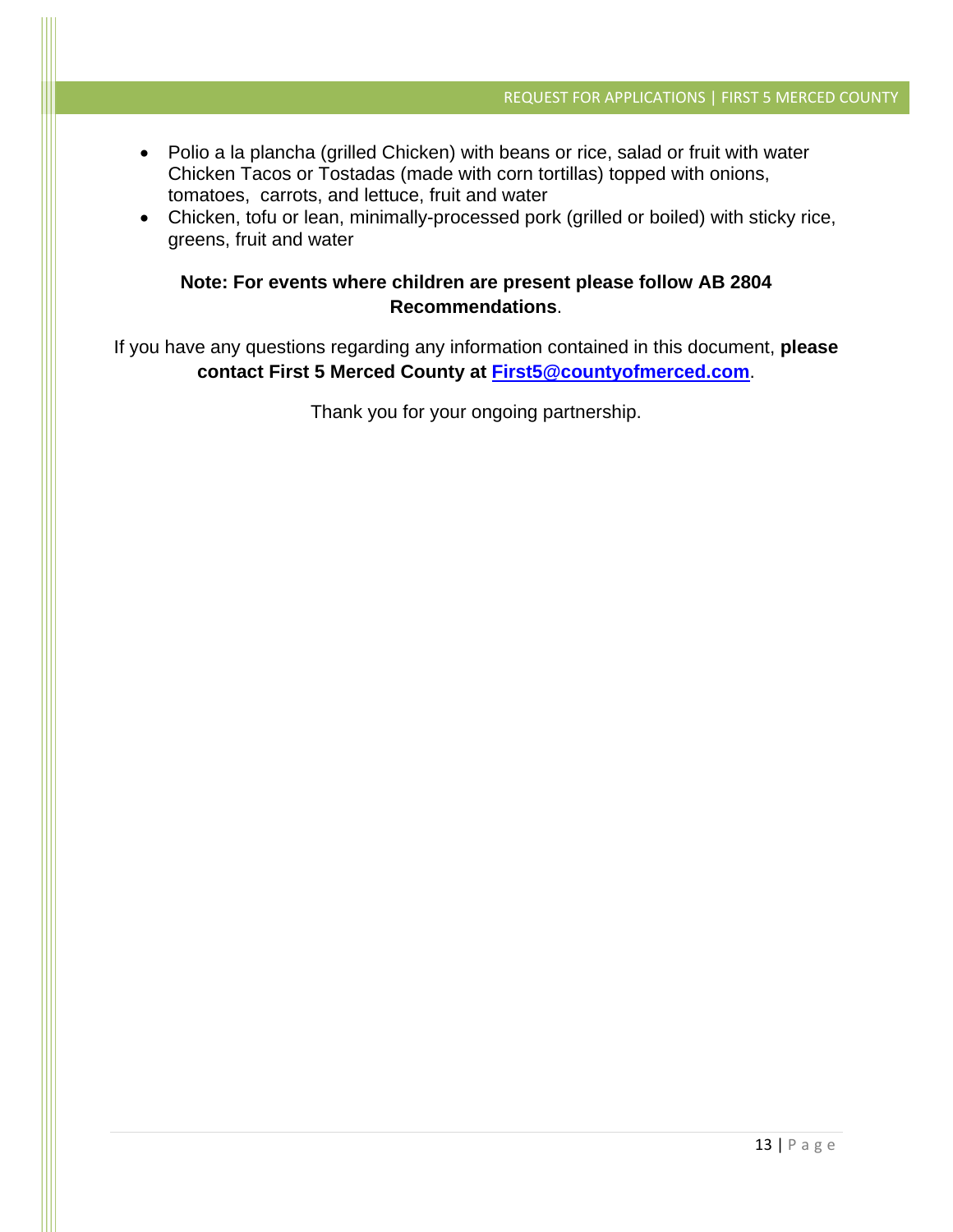- Polio a la plancha (grilled Chicken) with beans or rice, salad or fruit with water Chicken Tacos or Tostadas (made with corn tortillas) topped with onions, tomatoes, carrots, and lettuce, fruit and water
- Chicken, tofu or lean, minimally-processed pork (grilled or boiled) with sticky rice, greens, fruit and water

**Note: For events where children are present please follow AB 2804 Recommendations**.

If you have any questions regarding any information contained in this document, **please contact First 5 Merced County at [First5@countyofmerced.com](mailto:First5@countyofmerced.com)**.

Thank you for your ongoing partnership.